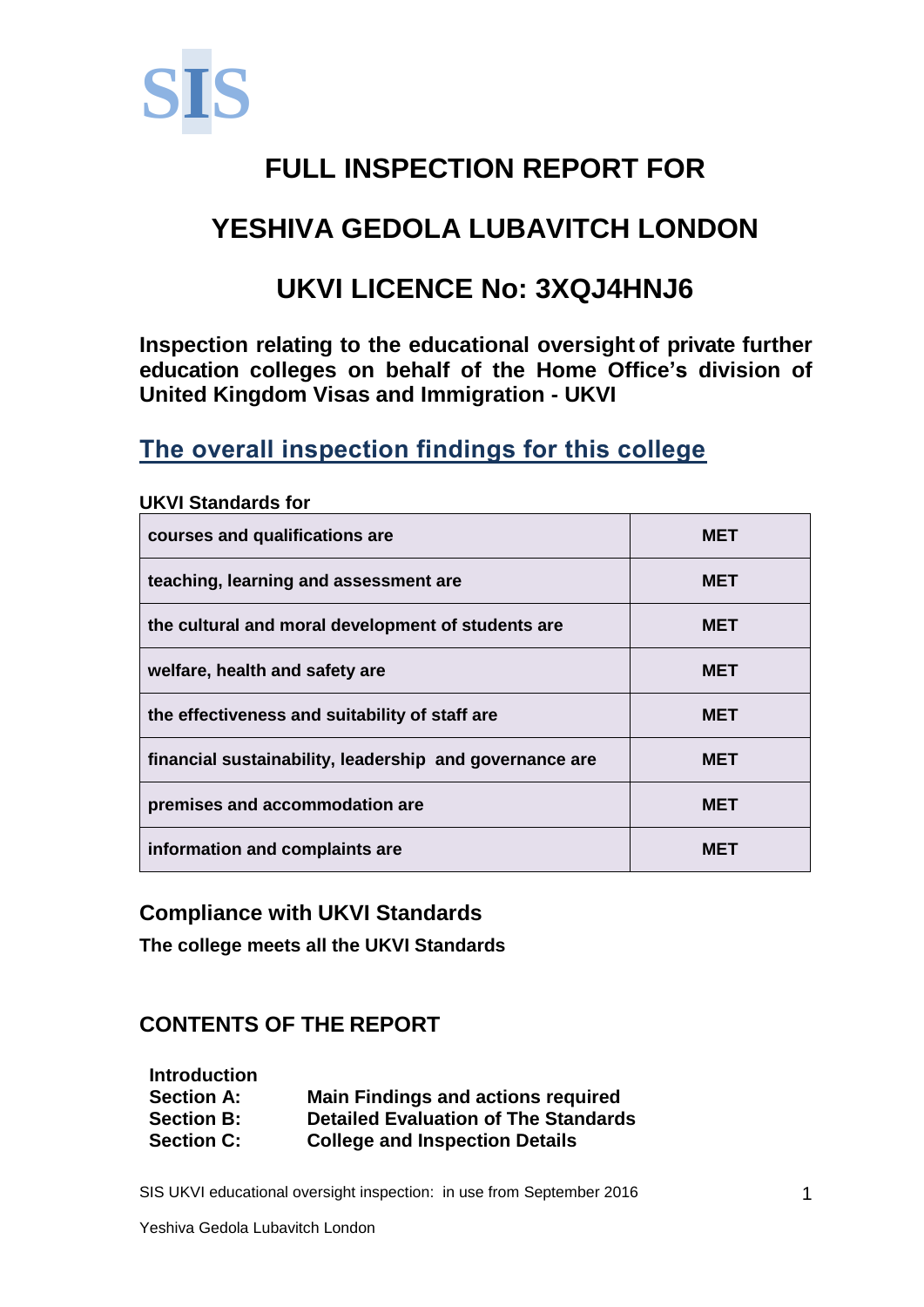SIS

# FULL INSPECTION REPORT FOR

# YESHIVA GEDOLA LUBAVITCH LONDON

# UKVI LICENCE No: 3XQJ4HNJ6

**Inspection relating to the educational oversight of private further education colleges on behalf of the Home Office's division of United Kingdom Visas and Immigration - UKVI**

## The overall inspection findings for this college

**UKVI Standards for**

| | |
|---|---|
| courses and qualifications are | MET |
| teaching, learning and assessment are | MET |
| the cultural and moral development of students are | MET |
| welfare, health and safety are | MET |
| the effectiveness and suitability of staff are | MET |
| financial sustainability, leadership and governance are | MET |
| premises and accommodation are | MET |
| information and complaints are | MET |

### Compliance with UKVI Standards

**The college meets all the UKVI Standards**

### CONTENTS OF THE REPORT

**Introduction**
**Section A:** **Main Findings and actions required**
**Section B:** **Detailed Evaluation of The Standards**
**Section C:** **College and Inspection Details**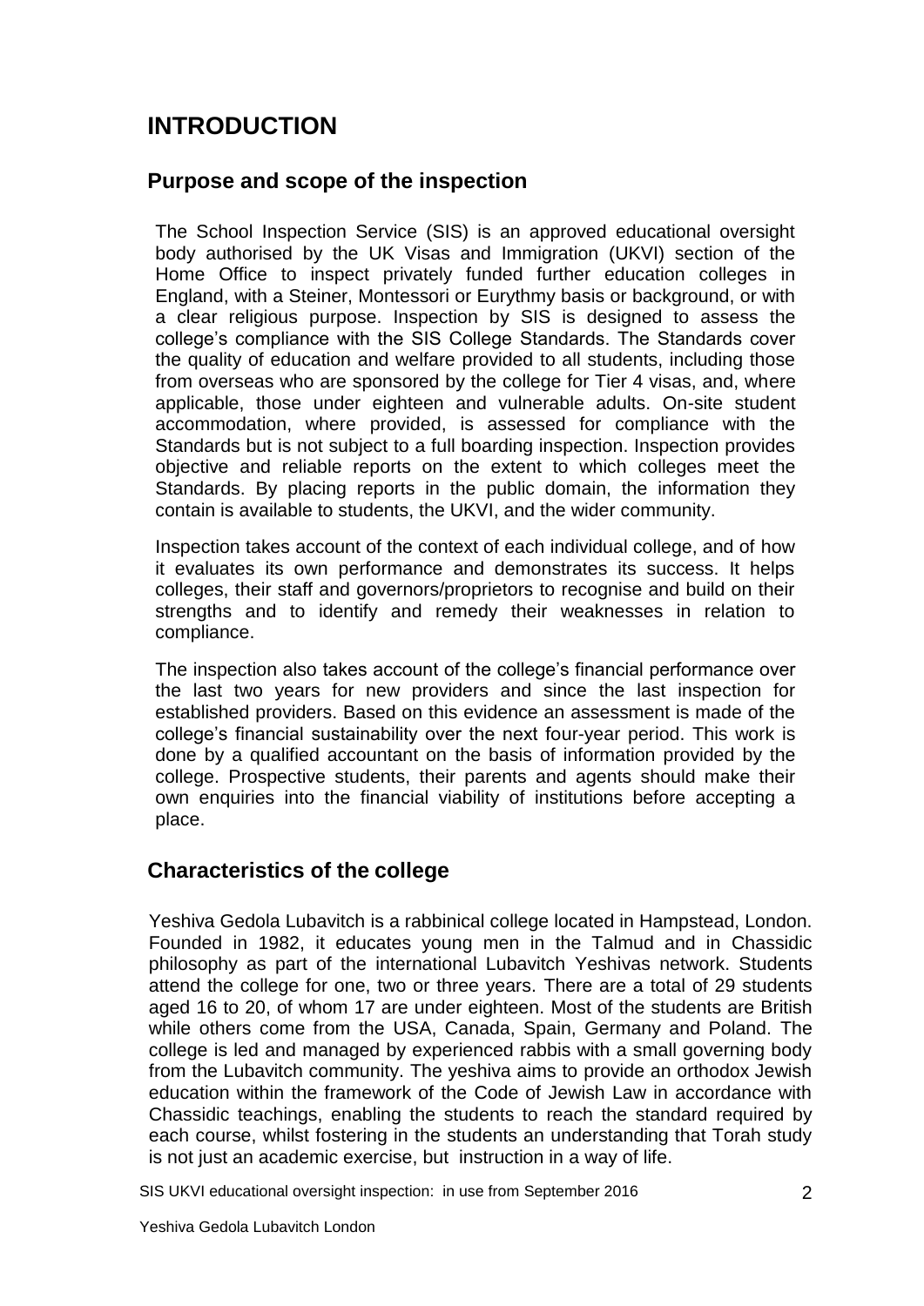# INTRODUCTION

## Purpose and scope of the inspection

The School Inspection Service (SIS) is an approved educational oversight body authorised by the UK Visas and Immigration (UKVI) section of the Home Office to inspect privately funded further education colleges in England, with a Steiner, Montessori or Eurythmy basis or background, or with a clear religious purpose. Inspection by SIS is designed to assess the college's compliance with the SIS College Standards. The Standards cover the quality of education and welfare provided to all students, including those from overseas who are sponsored by the college for Tier 4 visas, and, where applicable, those under eighteen and vulnerable adults. On-site student accommodation, where provided, is assessed for compliance with the Standards but is not subject to a full boarding inspection. Inspection provides objective and reliable reports on the extent to which colleges meet the Standards. By placing reports in the public domain, the information they contain is available to students, the UKVI, and the wider community.

Inspection takes account of the context of each individual college, and of how it evaluates its own performance and demonstrates its success. It helps colleges, their staff and governors/proprietors to recognise and build on their strengths and to identify and remedy their weaknesses in relation to compliance.

The inspection also takes account of the college's financial performance over the last two years for new providers and since the last inspection for established providers. Based on this evidence an assessment is made of the college's financial sustainability over the next four-year period. This work is done by a qualified accountant on the basis of information provided by the college. Prospective students, their parents and agents should make their own enquiries into the financial viability of institutions before accepting a place.

## Characteristics of the college

Yeshiva Gedola Lubavitch is a rabbinical college located in Hampstead, London. Founded in 1982, it educates young men in the Talmud and in Chassidic philosophy as part of the international Lubavitch Yeshivas network. Students attend the college for one, two or three years. There are a total of 29 students aged 16 to 20, of whom 17 are under eighteen. Most of the students are British while others come from the USA, Canada, Spain, Germany and Poland. The college is led and managed by experienced rabbis with a small governing body from the Lubavitch community. The yeshiva aims to provide an orthodox Jewish education within the framework of the Code of Jewish Law in accordance with Chassidic teachings, enabling the students to reach the standard required by each course, whilst fostering in the students an understanding that Torah study is not just an academic exercise, but instruction in a way of life.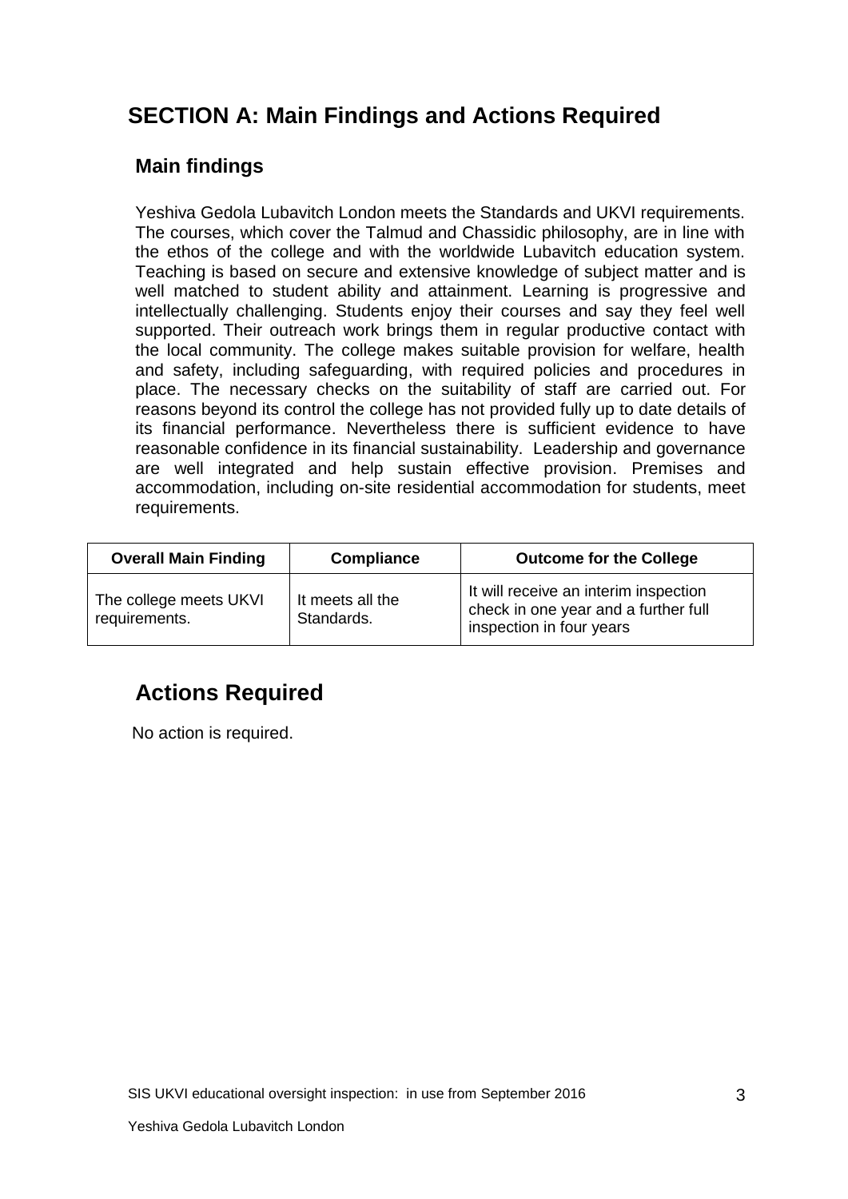## SECTION A: Main Findings and Actions Required

### Main findings

Yeshiva Gedola Lubavitch London meets the Standards and UKVI requirements. The courses, which cover the Talmud and Chassidic philosophy, are in line with the ethos of the college and with the worldwide Lubavitch education system. Teaching is based on secure and extensive knowledge of subject matter and is well matched to student ability and attainment. Learning is progressive and intellectually challenging. Students enjoy their courses and say they feel well supported. Their outreach work brings them in regular productive contact with the local community. The college makes suitable provision for welfare, health and safety, including safeguarding, with required policies and procedures in place. The necessary checks on the suitability of staff are carried out. For reasons beyond its control the college has not provided fully up to date details of its financial performance. Nevertheless there is sufficient evidence to have reasonable confidence in its financial sustainability. Leadership and governance are well integrated and help sustain effective provision. Premises and accommodation, including on-site residential accommodation for students, meet requirements.

| Overall Main Finding | Compliance | Outcome for the College |
|---|---|---|
| The college meets UKVI requirements. | It meets all the Standards. | It will receive an interim inspection check in one year and a further full inspection in four years |

### Actions Required

No action is required.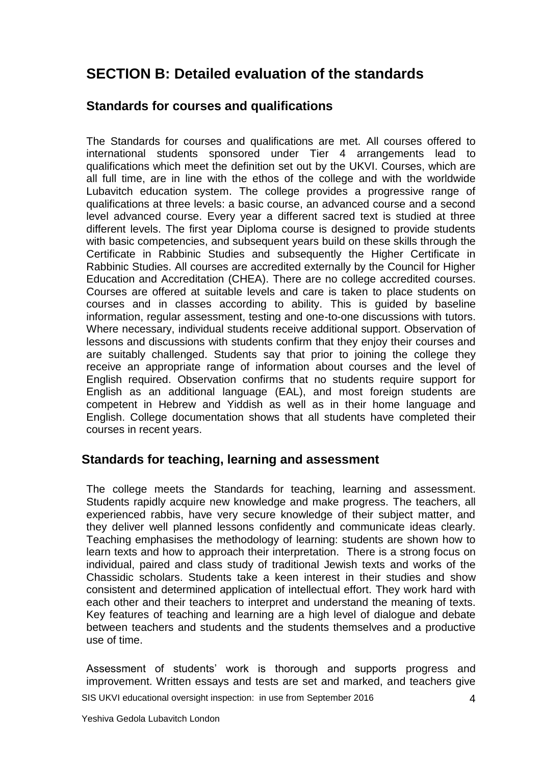# SECTION B: Detailed evaluation of the standards

## Standards for courses and qualifications

The Standards for courses and qualifications are met. All courses offered to international students sponsored under Tier 4 arrangements lead to qualifications which meet the definition set out by the UKVI. Courses, which are all full time, are in line with the ethos of the college and with the worldwide Lubavitch education system. The college provides a progressive range of qualifications at three levels: a basic course, an advanced course and a second level advanced course. Every year a different sacred text is studied at three different levels. The first year Diploma course is designed to provide students with basic competencies, and subsequent years build on these skills through the Certificate in Rabbinic Studies and subsequently the Higher Certificate in Rabbinic Studies. All courses are accredited externally by the Council for Higher Education and Accreditation (CHEA). There are no college accredited courses. Courses are offered at suitable levels and care is taken to place students on courses and in classes according to ability. This is guided by baseline information, regular assessment, testing and one-to-one discussions with tutors. Where necessary, individual students receive additional support. Observation of lessons and discussions with students confirm that they enjoy their courses and are suitably challenged. Students say that prior to joining the college they receive an appropriate range of information about courses and the level of English required. Observation confirms that no students require support for English as an additional language (EAL), and most foreign students are competent in Hebrew and Yiddish as well as in their home language and English. College documentation shows that all students have completed their courses in recent years.

## Standards for teaching, learning and assessment

The college meets the Standards for teaching, learning and assessment. Students rapidly acquire new knowledge and make progress. The teachers, all experienced rabbis, have very secure knowledge of their subject matter, and they deliver well planned lessons confidently and communicate ideas clearly. Teaching emphasises the methodology of learning: students are shown how to learn texts and how to approach their interpretation. There is a strong focus on individual, paired and class study of traditional Jewish texts and works of the Chassidic scholars. Students take a keen interest in their studies and show consistent and determined application of intellectual effort. They work hard with each other and their teachers to interpret and understand the meaning of texts. Key features of teaching and learning are a high level of dialogue and debate between teachers and students and the students themselves and a productive use of time.

Assessment of students' work is thorough and supports progress and improvement. Written essays and tests are set and marked, and teachers give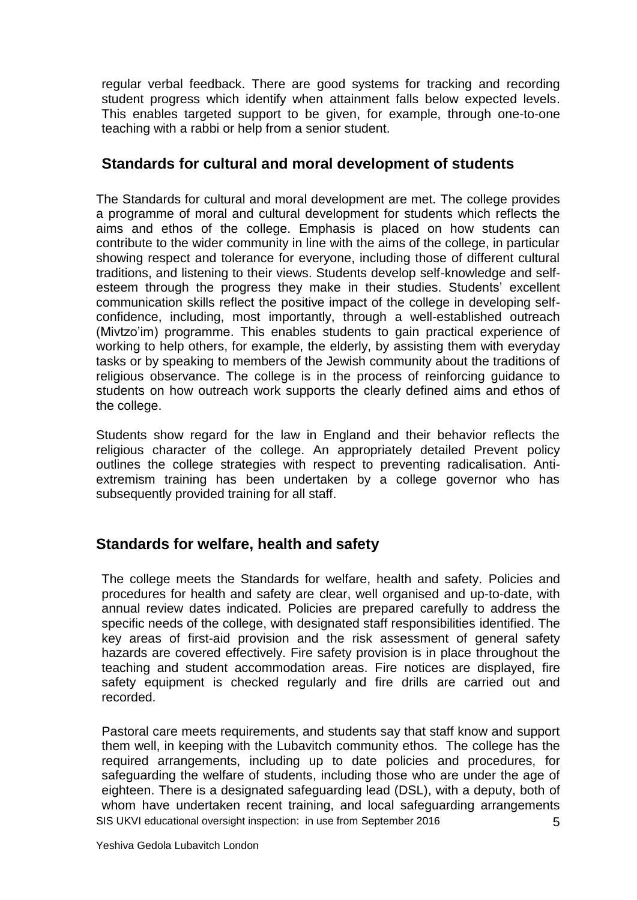regular verbal feedback. There are good systems for tracking and recording student progress which identify when attainment falls below expected levels. This enables targeted support to be given, for example, through one-to-one teaching with a rabbi or help from a senior student.

## Standards for cultural and moral development of students

The Standards for cultural and moral development are met. The college provides a programme of moral and cultural development for students which reflects the aims and ethos of the college. Emphasis is placed on how students can contribute to the wider community in line with the aims of the college, in particular showing respect and tolerance for everyone, including those of different cultural traditions, and listening to their views. Students develop self-knowledge and self-esteem through the progress they make in their studies. Students' excellent communication skills reflect the positive impact of the college in developing self-confidence, including, most importantly, through a well-established outreach (Mivtzo'im) programme. This enables students to gain practical experience of working to help others, for example, the elderly, by assisting them with everyday tasks or by speaking to members of the Jewish community about the traditions of religious observance. The college is in the process of reinforcing guidance to students on how outreach work supports the clearly defined aims and ethos of the college.

Students show regard for the law in England and their behavior reflects the religious character of the college. An appropriately detailed Prevent policy outlines the college strategies with respect to preventing radicalisation. Anti-extremism training has been undertaken by a college governor who has subsequently provided training for all staff.

## Standards for welfare, health and safety

The college meets the Standards for welfare, health and safety. Policies and procedures for health and safety are clear, well organised and up-to-date, with annual review dates indicated. Policies are prepared carefully to address the specific needs of the college, with designated staff responsibilities identified. The key areas of first-aid provision and the risk assessment of general safety hazards are covered effectively. Fire safety provision is in place throughout the teaching and student accommodation areas. Fire notices are displayed, fire safety equipment is checked regularly and fire drills are carried out and recorded.

Pastoral care meets requirements, and students say that staff know and support them well, in keeping with the Lubavitch community ethos. The college has the required arrangements, including up to date policies and procedures, for safeguarding the welfare of students, including those who are under the age of eighteen. There is a designated safeguarding lead (DSL), with a deputy, both of whom have undertaken recent training, and local safeguarding arrangements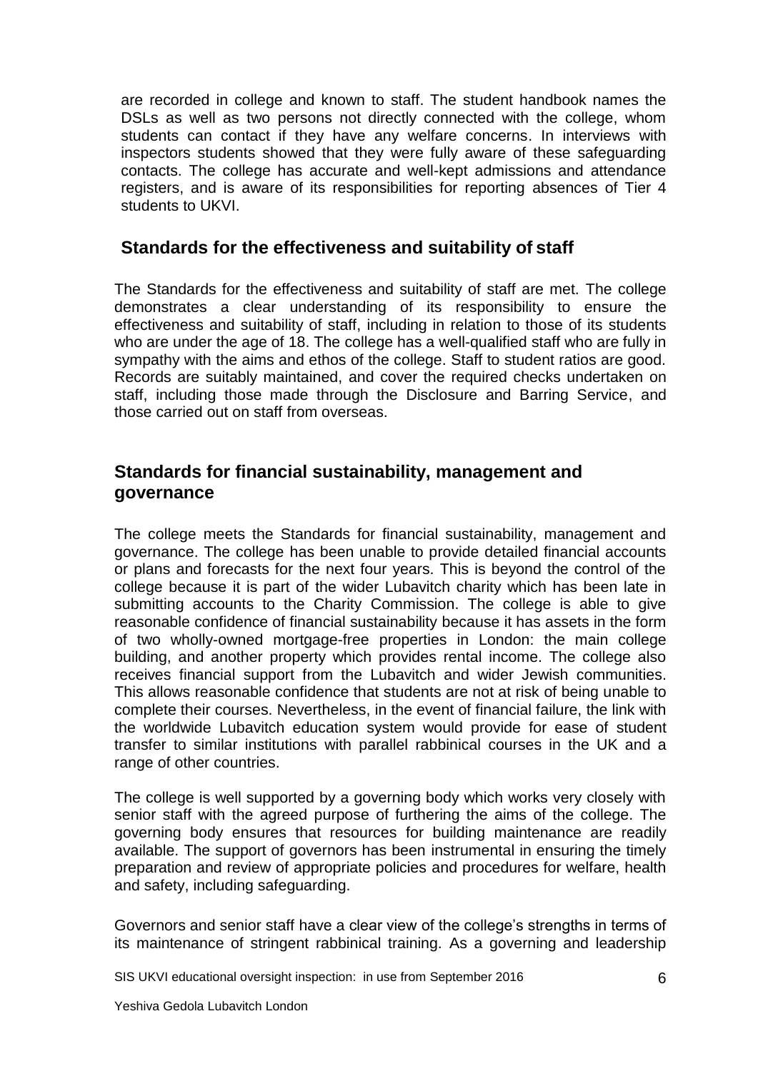are recorded in college and known to staff. The student handbook names the DSLs as well as two persons not directly connected with the college, whom students can contact if they have any welfare concerns. In interviews with inspectors students showed that they were fully aware of these safeguarding contacts. The college has accurate and well-kept admissions and attendance registers, and is aware of its responsibilities for reporting absences of Tier 4 students to UKVI.

## Standards for the effectiveness and suitability of staff

The Standards for the effectiveness and suitability of staff are met. The college demonstrates a clear understanding of its responsibility to ensure the effectiveness and suitability of staff, including in relation to those of its students who are under the age of 18. The college has a well-qualified staff who are fully in sympathy with the aims and ethos of the college. Staff to student ratios are good. Records are suitably maintained, and cover the required checks undertaken on staff, including those made through the Disclosure and Barring Service, and those carried out on staff from overseas.

## Standards for financial sustainability, management and governance

The college meets the Standards for financial sustainability, management and governance. The college has been unable to provide detailed financial accounts or plans and forecasts for the next four years. This is beyond the control of the college because it is part of the wider Lubavitch charity which has been late in submitting accounts to the Charity Commission. The college is able to give reasonable confidence of financial sustainability because it has assets in the form of two wholly-owned mortgage-free properties in London: the main college building, and another property which provides rental income. The college also receives financial support from the Lubavitch and wider Jewish communities. This allows reasonable confidence that students are not at risk of being unable to complete their courses. Nevertheless, in the event of financial failure, the link with the worldwide Lubavitch education system would provide for ease of student transfer to similar institutions with parallel rabbinical courses in the UK and a range of other countries.

The college is well supported by a governing body which works very closely with senior staff with the agreed purpose of furthering the aims of the college. The governing body ensures that resources for building maintenance are readily available. The support of governors has been instrumental in ensuring the timely preparation and review of appropriate policies and procedures for welfare, health and safety, including safeguarding.

Governors and senior staff have a clear view of the college's strengths in terms of its maintenance of stringent rabbinical training. As a governing and leadership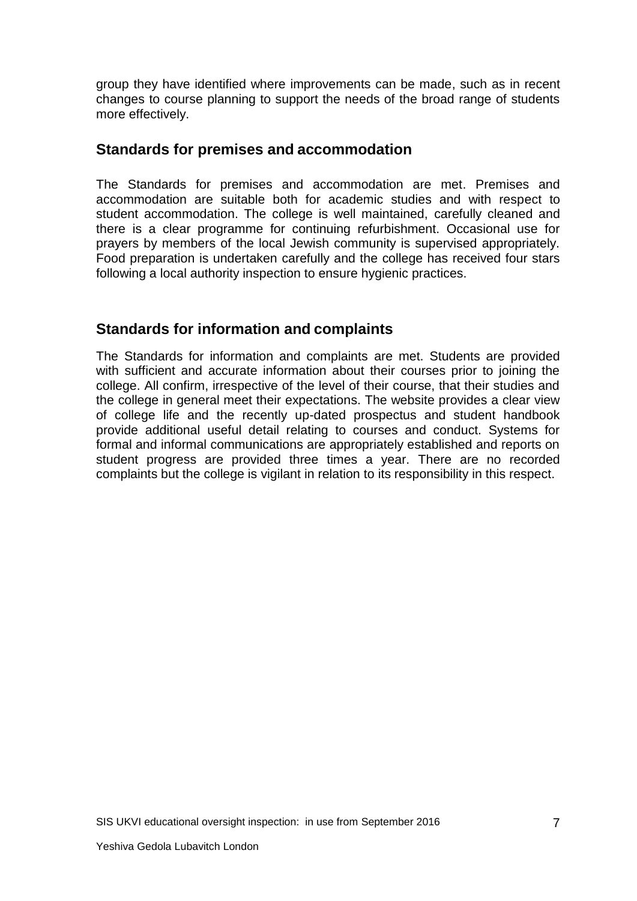group they have identified where improvements can be made, such as in recent changes to course planning to support the needs of the broad range of students more effectively.

## Standards for premises and accommodation

The Standards for premises and accommodation are met. Premises and accommodation are suitable both for academic studies and with respect to student accommodation. The college is well maintained, carefully cleaned and there is a clear programme for continuing refurbishment. Occasional use for prayers by members of the local Jewish community is supervised appropriately. Food preparation is undertaken carefully and the college has received four stars following a local authority inspection to ensure hygienic practices.

## Standards for information and complaints

The Standards for information and complaints are met. Students are provided with sufficient and accurate information about their courses prior to joining the college. All confirm, irrespective of the level of their course, that their studies and the college in general meet their expectations. The website provides a clear view of college life and the recently up-dated prospectus and student handbook provide additional useful detail relating to courses and conduct. Systems for formal and informal communications are appropriately established and reports on student progress are provided three times a year. There are no recorded complaints but the college is vigilant in relation to its responsibility in this respect.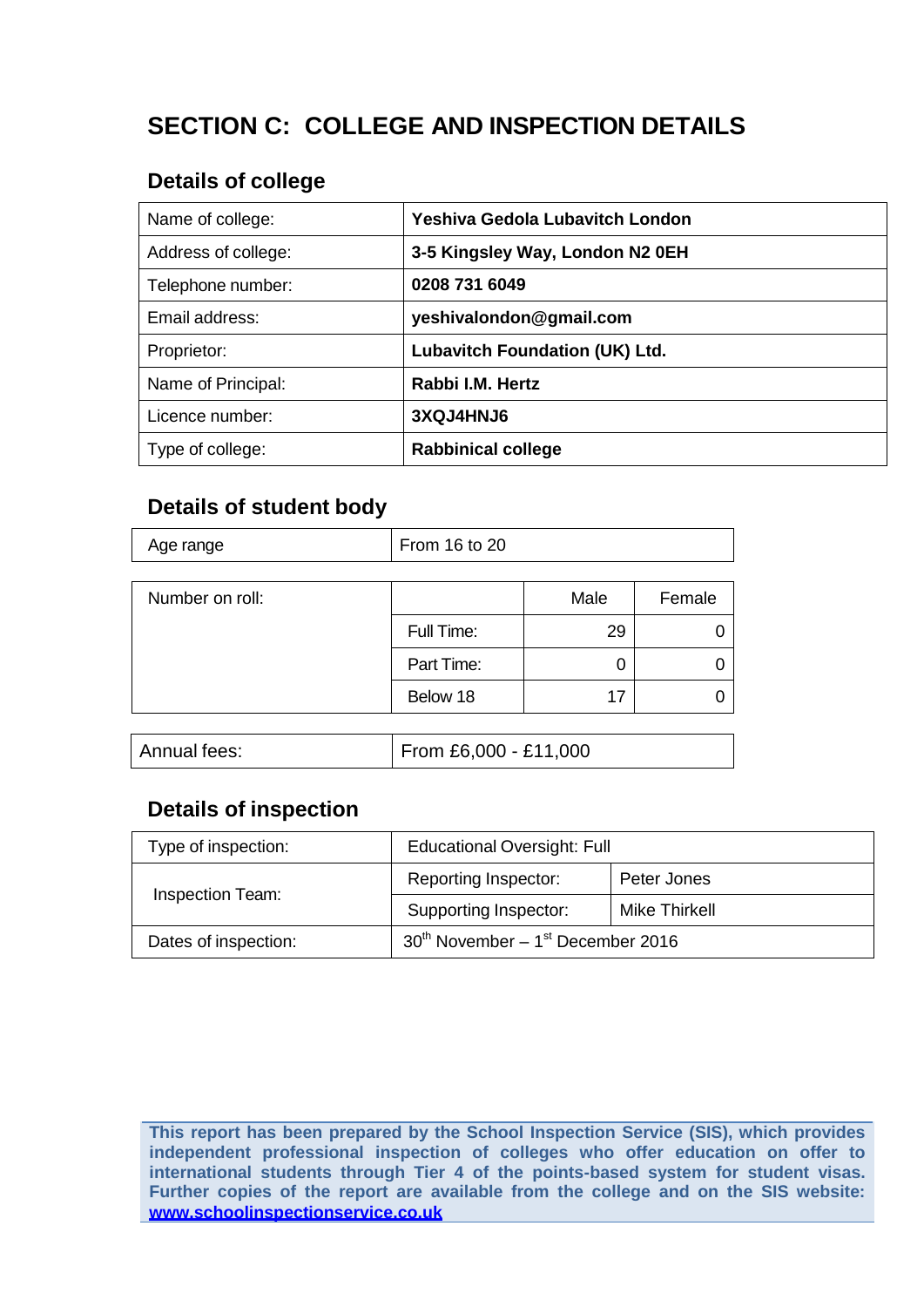# SECTION C: COLLEGE AND INSPECTION DETAILS

## Details of college

| | |
|---|---|
| Name of college: | **Yeshiva Gedola Lubavitch London** |
| Address of college: | **3-5 Kingsley Way, London N2 0EH** |
| Telephone number: | **0208 731 6049** |
| Email address: | **yeshivalondon@gmail.com** |
| Proprietor: | **Lubavitch Foundation (UK) Ltd.** |
| Name of Principal: | **Rabbi I.M. Hertz** |
| Licence number: | **3XQJ4HNJ6** |
| Type of college: | **Rabbinical college** |

## Details of student body

| | |
|---|---|
| Age range | From 16 to 20 |

| | | | |
|---|---|---|---|
| Number on roll: | | Male | Female |
| | Full Time: | 29 | 0 |
| | Part Time: | 0 | 0 |
| | Below 18 | 17 | 0 |

| | |
|---|---|
| Annual fees: | From £6,000 - £11,000 |

## Details of inspection

| | | |
|---|---|---|
| Type of inspection: | Educational Oversight: Full | |
| Inspection Team: | Reporting Inspector: | Peter Jones |
| | Supporting Inspector: | Mike Thirkell |
| Dates of inspection: | 30th November – 1st December 2016 | |

**This report has been prepared by the School Inspection Service (SIS), which provides independent professional inspection of colleges who offer education on offer to international students through Tier 4 of the points-based system for student visas. Further copies of the report are available from the college and on the SIS website: www.schoolinspectionservice.co.uk**